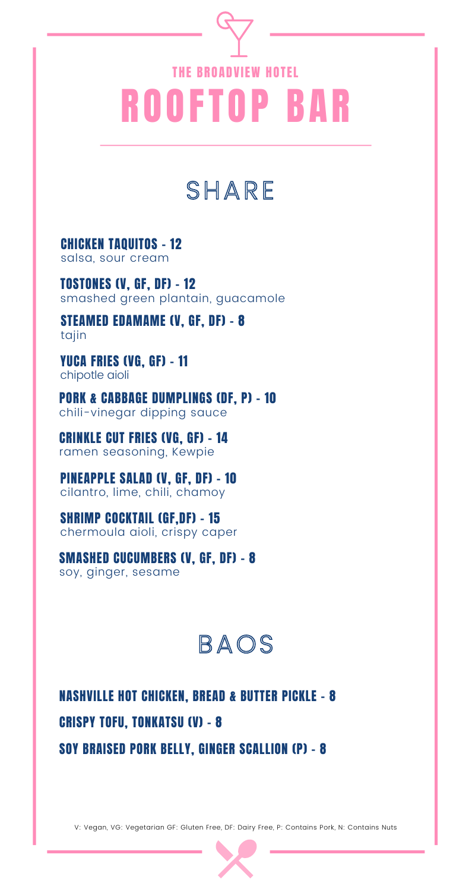THE BROADVIEW HOTEL

# ROOFTOP BAR

## SHARE

**CHICKEN TAQUITOS - 12**
salsa, sour cream

**TOSTONES (V, GF, DF) - 12**
smashed green plantain, guacamole

**STEAMED EDAMAME (V, GF, DF) - 8**
tajin

**YUCA FRIES (VG, GF) - 11**
chipotle aioli

**PORK & CABBAGE DUMPLINGS (DF, P) - 10**
chili-vinegar dipping sauce

**CRINKLE CUT FRIES (VG, GF) - 14**
ramen seasoning, Kewpie

**PINEAPPLE SALAD (V, GF, DF) - 10**
cilantro, lime, chili, chamoy

**SHRIMP COCKTAIL (GF,DF) - 15**
chermoula aioli, crispy caper

**SMASHED CUCUMBERS (V, GF, DF) - 8**
soy, ginger, sesame

## BAOS

**NASHVILLE HOT CHICKEN, BREAD & BUTTER PICKLE - 8**

**CRISPY TOFU, TONKATSU (V) - 8**

**SOY BRAISED PORK BELLY, GINGER SCALLION (P) - 8**

V: Vegan, VG: Vegetarian GF: Gluten Free, DF: Dairy Free, P: Contains Pork, N: Contains Nuts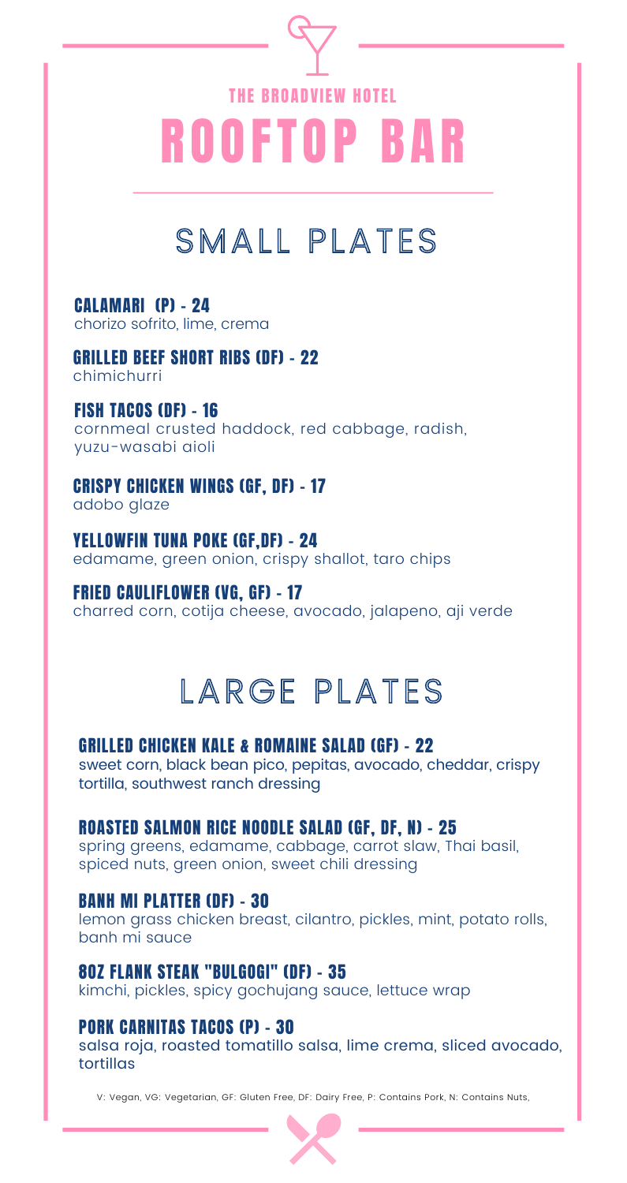### THE BROADVIEW HOTEL

# ROOFTOP BAR

## SMALL PLATES

**CALAMARI (P) - 24**
chorizo sofrito, lime, crema

**GRILLED BEEF SHORT RIBS (DF) - 22**
chimichurri

**FISH TACOS (DF) - 16**
cornmeal crusted haddock, red cabbage, radish, yuzu-wasabi aioli

**CRISPY CHICKEN WINGS (GF, DF) - 17**
adobo glaze

**YELLOWFIN TUNA POKE (GF,DF) - 24**
edamame, green onion, crispy shallot, taro chips

**FRIED CAULIFLOWER (VG, GF) - 17**
charred corn, cotija cheese, avocado, jalapeno, aji verde

## LARGE PLATES

**GRILLED CHICKEN KALE & ROMAINE SALAD (GF) - 22**
sweet corn, black bean pico, pepitas, avocado, cheddar, crispy tortilla, southwest ranch dressing

**ROASTED SALMON RICE NOODLE SALAD (GF, DF, N) - 25**
spring greens, edamame, cabbage, carrot slaw, Thai basil, spiced nuts, green onion, sweet chili dressing

**BANH MI PLATTER (DF) - 30**
lemon grass chicken breast, cilantro, pickles, mint, potato rolls, banh mi sauce

**8OZ FLANK STEAK "BULGOGI" (DF) - 35**
kimchi, pickles, spicy gochujang sauce, lettuce wrap

**PORK CARNITAS TACOS (P) - 30**
salsa roja, roasted tomatillo salsa, lime crema, sliced avocado, tortillas

V: Vegan, VG: Vegetarian, GF: Gluten Free, DF: Dairy Free, P: Contains Pork, N: Contains Nuts,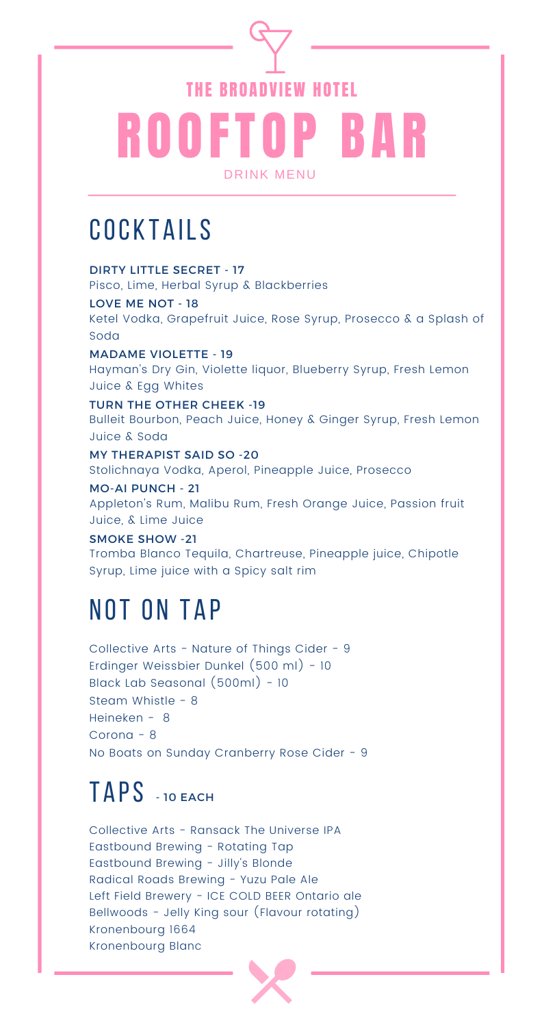### THE BROADVIEW HOTEL

# ROOFTOP BAR

DRINK MENU

## COCKTAILS

**DIRTY LITTLE SECRET - 17**
Pisco, Lime, Herbal Syrup & Blackberries

**LOVE ME NOT - 18**
Ketel Vodka, Grapefruit Juice, Rose Syrup, Prosecco & a Splash of Soda

**MADAME VIOLETTE - 19**
Hayman's Dry Gin, Violette liquor, Blueberry Syrup, Fresh Lemon Juice & Egg Whites

**TURN THE OTHER CHEEK -19**
Bulleit Bourbon, Peach Juice, Honey & Ginger Syrup, Fresh Lemon Juice & Soda

**MY THERAPIST SAID SO -20**
Stolichnaya Vodka, Aperol, Pineapple Juice, Prosecco

**MO-AI PUNCH - 21**
Appleton's Rum, Malibu Rum, Fresh Orange Juice, Passion fruit Juice, & Lime Juice

**SMOKE SHOW -21**
Tromba Blanco Tequila, Chartreuse, Pineapple juice, Chipotle Syrup, Lime juice with a Spicy salt rim

## NOT ON TAP

Collective Arts - Nature of Things Cider - 9
Erdinger Weissbier Dunkel (500 ml) - 10
Black Lab Seasonal (500ml) - 10
Steam Whistle - 8
Heineken - 8
Corona - 8
No Boats on Sunday Cranberry Rose Cider - 9

## TAPS - 10 EACH

Collective Arts - Ransack The Universe IPA
Eastbound Brewing - Rotating Tap
Eastbound Brewing - Jilly's Blonde
Radical Roads Brewing - Yuzu Pale Ale
Left Field Brewery - ICE COLD BEER Ontario ale
Bellwoods - Jelly King sour (Flavour rotating)
Kronenbourg 1664
Kronenbourg Blanc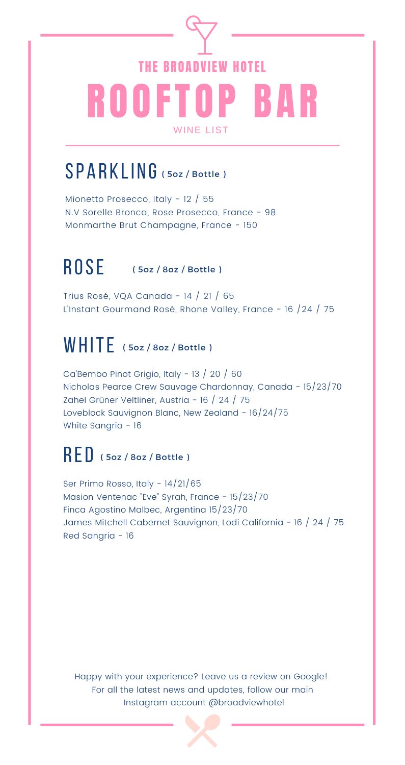THE BROADVIEW HOTEL

# ROOFTOP BAR

WINE LIST

## SPARKLING ( 5oz / Bottle )

Mionetto Prosecco, Italy - 12 / 55
N.V Sorelle Bronca, Rose Prosecco, France - 98
Monmarthe Brut Champagne, France - 150

## ROSE ( 5oz / 8oz / Bottle )

Trius Rosé, VQA Canada - 14 / 21 / 65
L'Instant Gourmand Rosé, Rhone Valley, France - 16 /24 / 75

## WHITE ( 5oz / 8oz / Bottle )

Ca'Bembo Pinot Grigio, Italy - 13 / 20 / 60
Nicholas Pearce Crew Sauvage Chardonnay, Canada - 15/23/70
Zahel Grüner Veltliner, Austria - 16 / 24 / 75
Loveblock Sauvignon Blanc, New Zealand - 16/24/75
White Sangria - 16

## RED ( 5oz / 8oz / Bottle )

Ser Primo Rosso, Italy - 14/21/65
Masion Ventenac "Eve" Syrah, France - 15/23/70
Finca Agostino Malbec, Argentina 15/23/70
James Mitchell Cabernet Sauvignon, Lodi California - 16 / 24 / 75
Red Sangria - 16

Happy with your experience? Leave us a review on Google!
For all the latest news and updates, follow our main Instagram account @broadviewhotel